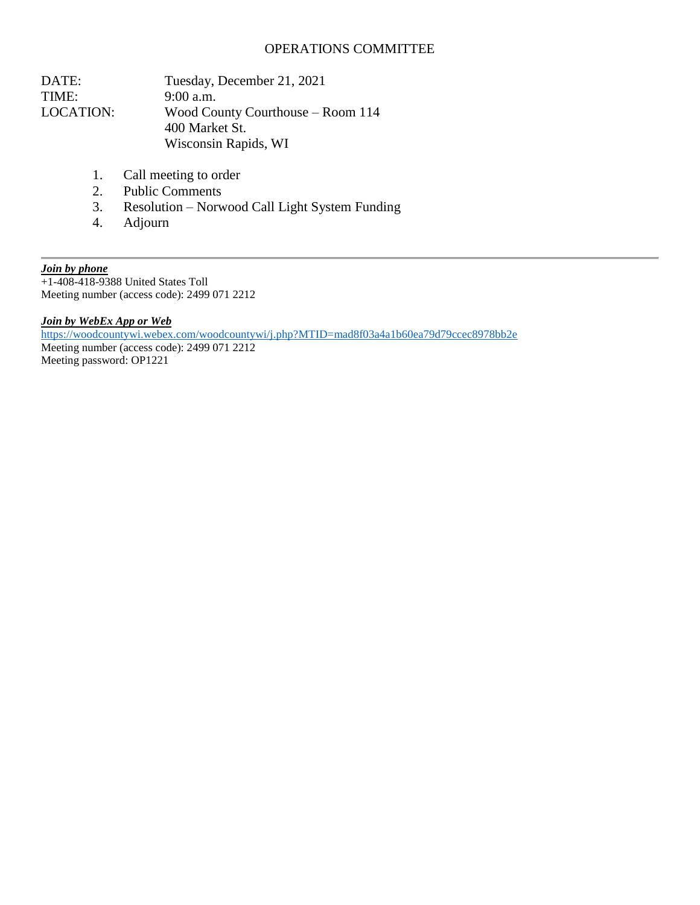# OPERATIONS COMMITTEE

DATE: Tuesday, December 21, 2021
TIME: 9:00 a.m.
LOCATION: Wood County Courthouse – Room 114
400 Market St.
Wisconsin Rapids, WI

1. Call meeting to order
2. Public Comments
3. Resolution – Norwood Call Light System Funding
4. Adjourn

---

***Join by phone***
+1-408-418-9388 United States Toll
Meeting number (access code): 2499 071 2212

***Join by WebEx App or Web***
https://woodcountywi.webex.com/woodcountywi/j.php?MTID=mad8f03a4a1b60ea79d79ccec8978bb2e
Meeting number (access code): 2499 071 2212
Meeting password: OP1221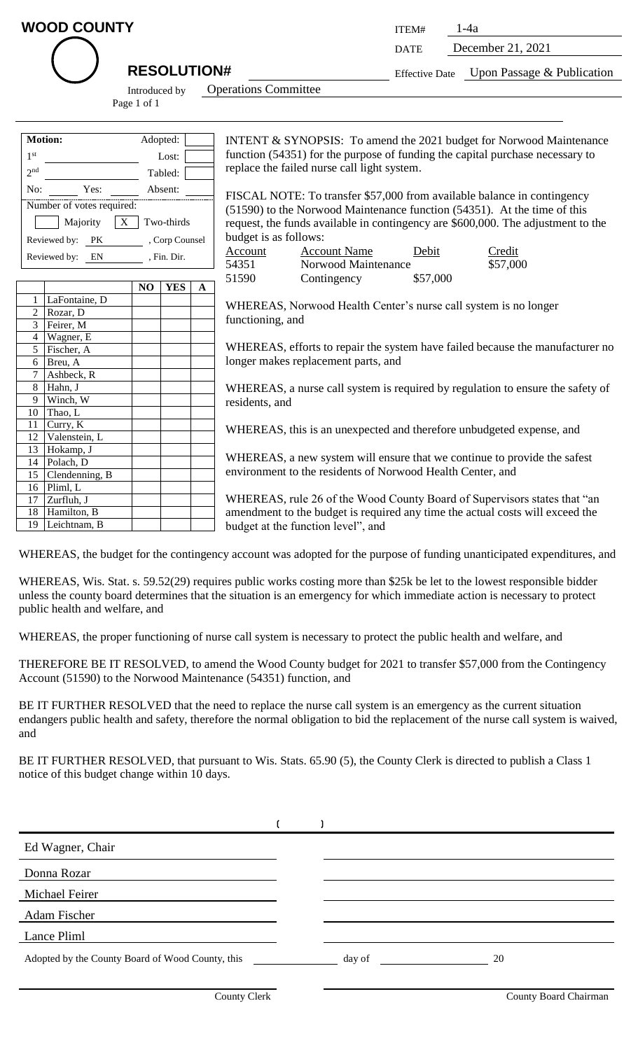**WOOD COUNTY**

**RESOLUTION#**

Introduced by Operations Committee

Page 1 of 1

ITEM# 1-4a

DATE December 21, 2021

Effective Date Upon Passage & Publication

| | |
|---|---|
| **Motion:** | Adopted: |
| 1st | Lost: |
| 2nd | Tabled: |
| No: Yes: | Absent: |
| Number of votes required: | |
| Majority | X Two-thirds |
| Reviewed by: PK | , Corp Counsel |
| Reviewed by: EN | , Fin. Dir. |

| | | NO | YES | A |
|---|---|---|---|---|
| 1 | LaFontaine, D | | | |
| 2 | Rozar, D | | | |
| 3 | Feirer, M | | | |
| 4 | Wagner, E | | | |
| 5 | Fischer, A | | | |
| 6 | Breu, A | | | |
| 7 | Ashbeck, R | | | |
| 8 | Hahn, J | | | |
| 9 | Winch, W | | | |
| 10 | Thao, L | | | |
| 11 | Curry, K | | | |
| 12 | Valenstein, L | | | |
| 13 | Hokamp, J | | | |
| 14 | Polach, D | | | |
| 15 | Clendenning, B | | | |
| 16 | Pliml, L | | | |
| 17 | Zurfluh, J | | | |
| 18 | Hamilton, B | | | |
| 19 | Leichtnam, B | | | |

INTENT & SYNOPSIS: To amend the 2021 budget for Norwood Maintenance function (54351) for the purpose of funding the capital purchase necessary to replace the failed nurse call light system.

FISCAL NOTE: To transfer $57,000 from available balance in contingency (51590) to the Norwood Maintenance function (54351). At the time of this request, the funds available in contingency are $600,000. The adjustment to the budget is as follows:

| Account | Account Name | Debit | Credit |
|---|---|---|---|
| 54351 | Norwood Maintenance | | $57,000 |
| 51590 | Contingency | $57,000 | |

WHEREAS, Norwood Health Center's nurse call system is no longer functioning, and

WHEREAS, efforts to repair the system have failed because the manufacturer no longer makes replacement parts, and

WHEREAS, a nurse call system is required by regulation to ensure the safety of residents, and

WHEREAS, this is an unexpected and therefore unbudgeted expense, and

WHEREAS, a new system will ensure that we continue to provide the safest environment to the residents of Norwood Health Center, and

WHEREAS, rule 26 of the Wood County Board of Supervisors states that "an amendment to the budget is required any time the actual costs will exceed the budget at the function level", and

WHEREAS, the budget for the contingency account was adopted for the purpose of funding unanticipated expenditures, and

WHEREAS, Wis. Stat. s. 59.52(29) requires public works costing more than $25k be let to the lowest responsible bidder unless the county board determines that the situation is an emergency for which immediate action is necessary to protect public health and welfare, and

WHEREAS, the proper functioning of nurse call system is necessary to protect the public health and welfare, and

THEREFORE BE IT RESOLVED, to amend the Wood County budget for 2021 to transfer $57,000 from the Contingency Account (51590) to the Norwood Maintenance (54351) function, and

BE IT FURTHER RESOLVED that the need to replace the nurse call system is an emergency as the current situation endangers public health and safety, therefore the normal obligation to bid the replacement of the nurse call system is waived, and

BE IT FURTHER RESOLVED, that pursuant to Wis. Stats. 65.90 (5), the County Clerk is directed to publish a Class 1 notice of this budget change within 10 days.

( )

Ed Wagner, Chair

Donna Rozar

Michael Feirer

Adam Fischer

Lance Pliml

Adopted by the County Board of Wood County, this ______ day of ______ 20

County Clerk

County Board Chairman